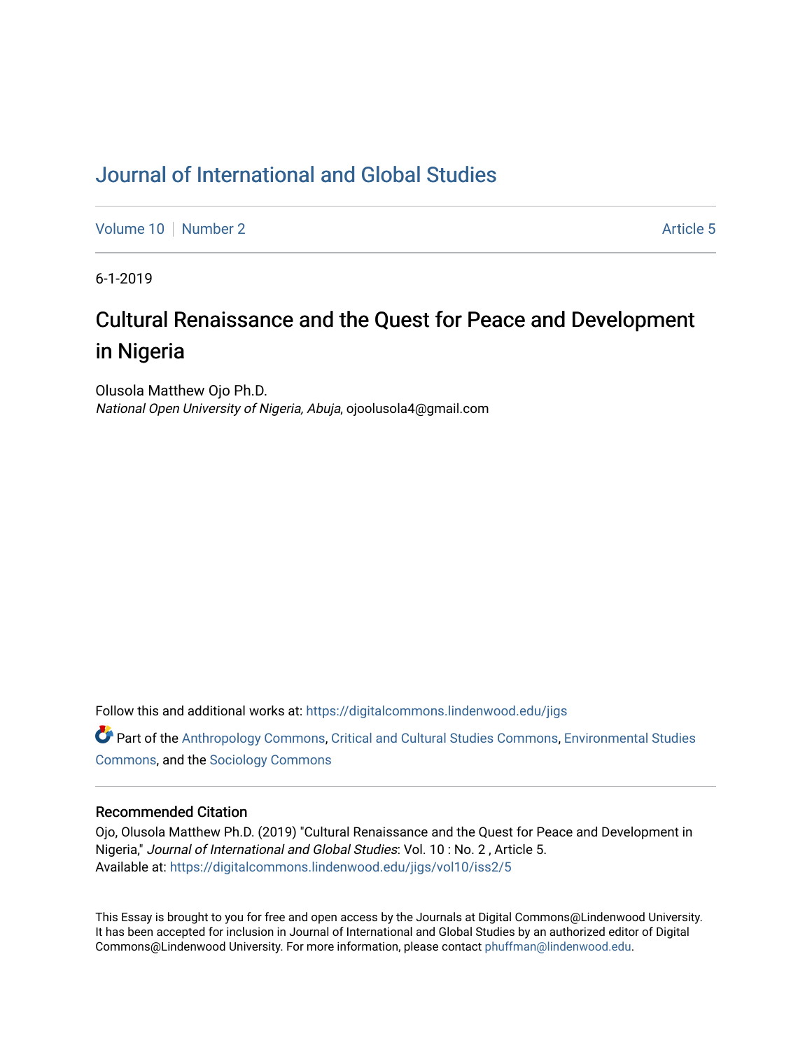# Journal of International and Global Studies

Volume 10 | Number 2 | Article 5

6-1-2019

## Cultural Renaissance and the Quest for Peace and Development in Nigeria

Olusola Matthew Ojo Ph.D.
*National Open University of Nigeria, Abuja*, ojoolusola4@gmail.com

Follow this and additional works at: https://digitalcommons.lindenwood.edu/jigs

Part of the Anthropology Commons, Critical and Cultural Studies Commons, Environmental Studies Commons, and the Sociology Commons

### Recommended Citation

Ojo, Olusola Matthew Ph.D. (2019) "Cultural Renaissance and the Quest for Peace and Development in Nigeria," *Journal of International and Global Studies*: Vol. 10 : No. 2 , Article 5.
Available at: https://digitalcommons.lindenwood.edu/jigs/vol10/iss2/5

This Essay is brought to you for free and open access by the Journals at Digital Commons@Lindenwood University. It has been accepted for inclusion in Journal of International and Global Studies by an authorized editor of Digital Commons@Lindenwood University. For more information, please contact phuffman@lindenwood.edu.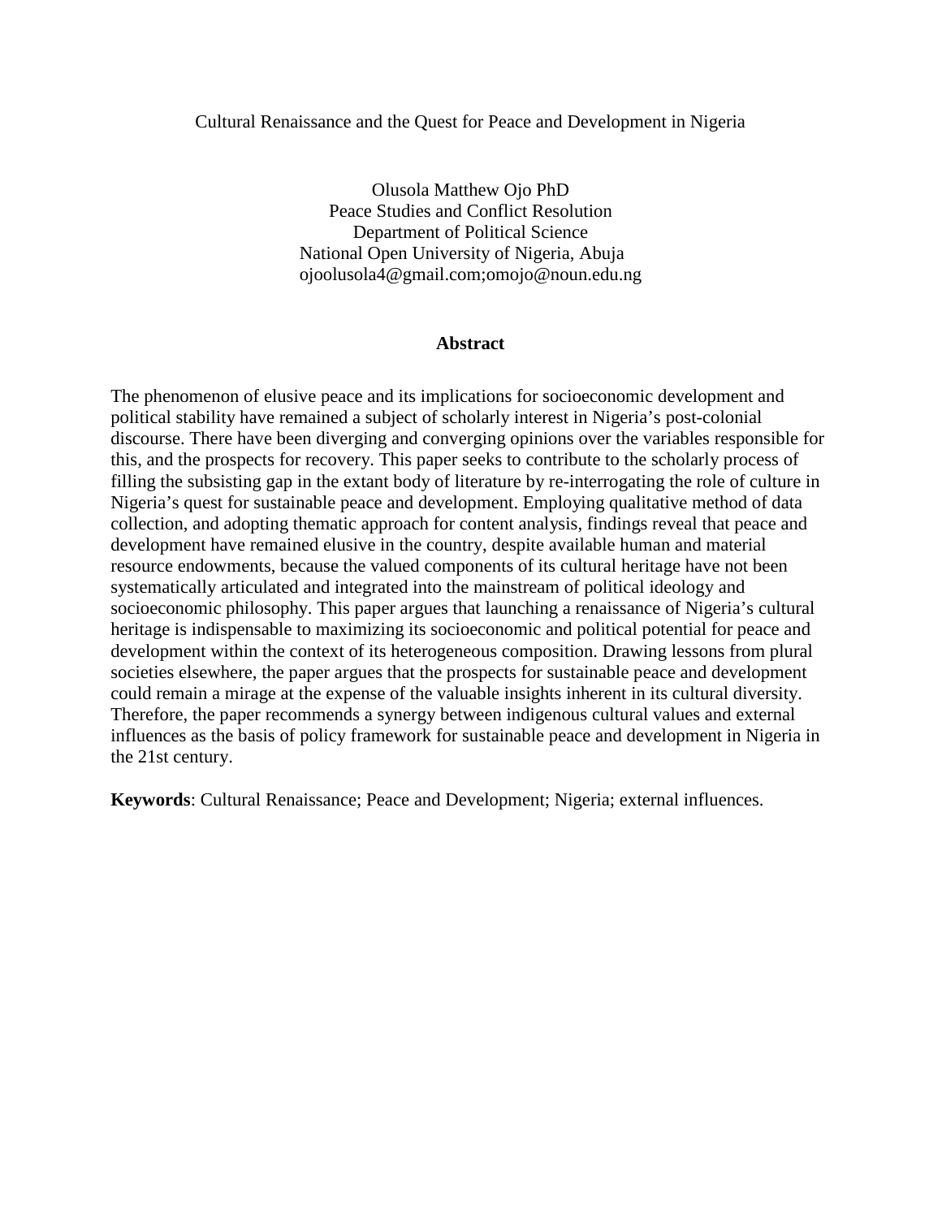Cultural Renaissance and the Quest for Peace and Development in Nigeria

Olusola Matthew Ojo PhD
Peace Studies and Conflict Resolution
Department of Political Science
National Open University of Nigeria, Abuja
ojoolusola4@gmail.com;omojo@noun.edu.ng

**Abstract**

The phenomenon of elusive peace and its implications for socioeconomic development and political stability have remained a subject of scholarly interest in Nigeria's post-colonial discourse. There have been diverging and converging opinions over the variables responsible for this, and the prospects for recovery. This paper seeks to contribute to the scholarly process of filling the subsisting gap in the extant body of literature by re-interrogating the role of culture in Nigeria's quest for sustainable peace and development. Employing qualitative method of data collection, and adopting thematic approach for content analysis, findings reveal that peace and development have remained elusive in the country, despite available human and material resource endowments, because the valued components of its cultural heritage have not been systematically articulated and integrated into the mainstream of political ideology and socioeconomic philosophy. This paper argues that launching a renaissance of Nigeria's cultural heritage is indispensable to maximizing its socioeconomic and political potential for peace and development within the context of its heterogeneous composition. Drawing lessons from plural societies elsewhere, the paper argues that the prospects for sustainable peace and development could remain a mirage at the expense of the valuable insights inherent in its cultural diversity. Therefore, the paper recommends a synergy between indigenous cultural values and external influences as the basis of policy framework for sustainable peace and development in Nigeria in the 21st century.

**Keywords**: Cultural Renaissance; Peace and Development; Nigeria; external influences.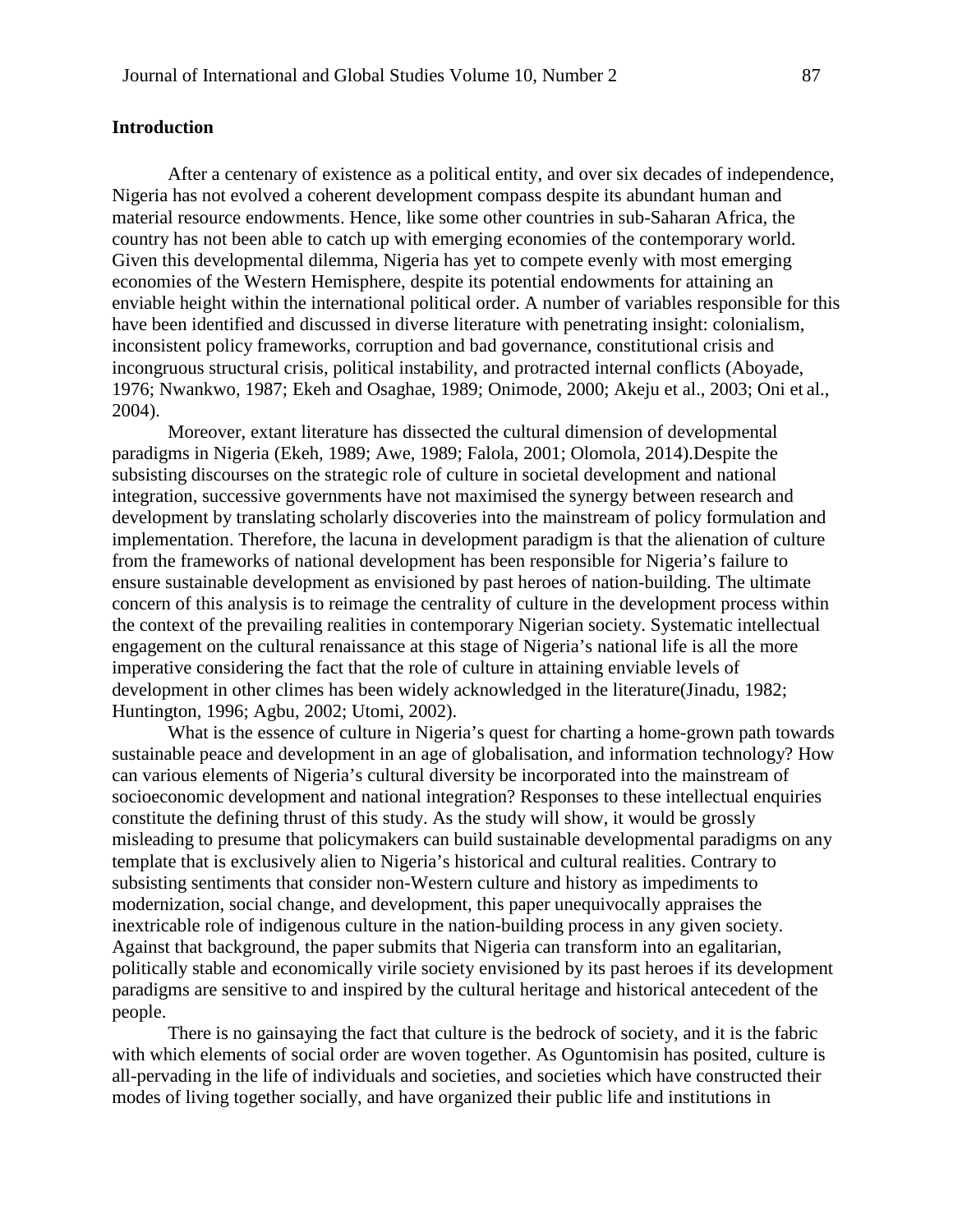## Introduction

After a centenary of existence as a political entity, and over six decades of independence, Nigeria has not evolved a coherent development compass despite its abundant human and material resource endowments. Hence, like some other countries in sub-Saharan Africa, the country has not been able to catch up with emerging economies of the contemporary world. Given this developmental dilemma, Nigeria has yet to compete evenly with most emerging economies of the Western Hemisphere, despite its potential endowments for attaining an enviable height within the international political order. A number of variables responsible for this have been identified and discussed in diverse literature with penetrating insight: colonialism, inconsistent policy frameworks, corruption and bad governance, constitutional crisis and incongruous structural crisis, political instability, and protracted internal conflicts (Aboyade, 1976; Nwankwo, 1987; Ekeh and Osaghae, 1989; Onimode, 2000; Akeju et al., 2003; Oni et al., 2004).

Moreover, extant literature has dissected the cultural dimension of developmental paradigms in Nigeria (Ekeh, 1989; Awe, 1989; Falola, 2001; Olomola, 2014).Despite the subsisting discourses on the strategic role of culture in societal development and national integration, successive governments have not maximised the synergy between research and development by translating scholarly discoveries into the mainstream of policy formulation and implementation. Therefore, the lacuna in development paradigm is that the alienation of culture from the frameworks of national development has been responsible for Nigeria's failure to ensure sustainable development as envisioned by past heroes of nation-building. The ultimate concern of this analysis is to reimage the centrality of culture in the development process within the context of the prevailing realities in contemporary Nigerian society. Systematic intellectual engagement on the cultural renaissance at this stage of Nigeria's national life is all the more imperative considering the fact that the role of culture in attaining enviable levels of development in other climes has been widely acknowledged in the literature(Jinadu, 1982; Huntington, 1996; Agbu, 2002; Utomi, 2002).

What is the essence of culture in Nigeria's quest for charting a home-grown path towards sustainable peace and development in an age of globalisation, and information technology? How can various elements of Nigeria's cultural diversity be incorporated into the mainstream of socioeconomic development and national integration? Responses to these intellectual enquiries constitute the defining thrust of this study. As the study will show, it would be grossly misleading to presume that policymakers can build sustainable developmental paradigms on any template that is exclusively alien to Nigeria's historical and cultural realities. Contrary to subsisting sentiments that consider non-Western culture and history as impediments to modernization, social change, and development, this paper unequivocally appraises the inextricable role of indigenous culture in the nation-building process in any given society. Against that background, the paper submits that Nigeria can transform into an egalitarian, politically stable and economically virile society envisioned by its past heroes if its development paradigms are sensitive to and inspired by the cultural heritage and historical antecedent of the people.

There is no gainsaying the fact that culture is the bedrock of society, and it is the fabric with which elements of social order are woven together. As Oguntomisin has posited, culture is all-pervading in the life of individuals and societies, and societies which have constructed their modes of living together socially, and have organized their public life and institutions in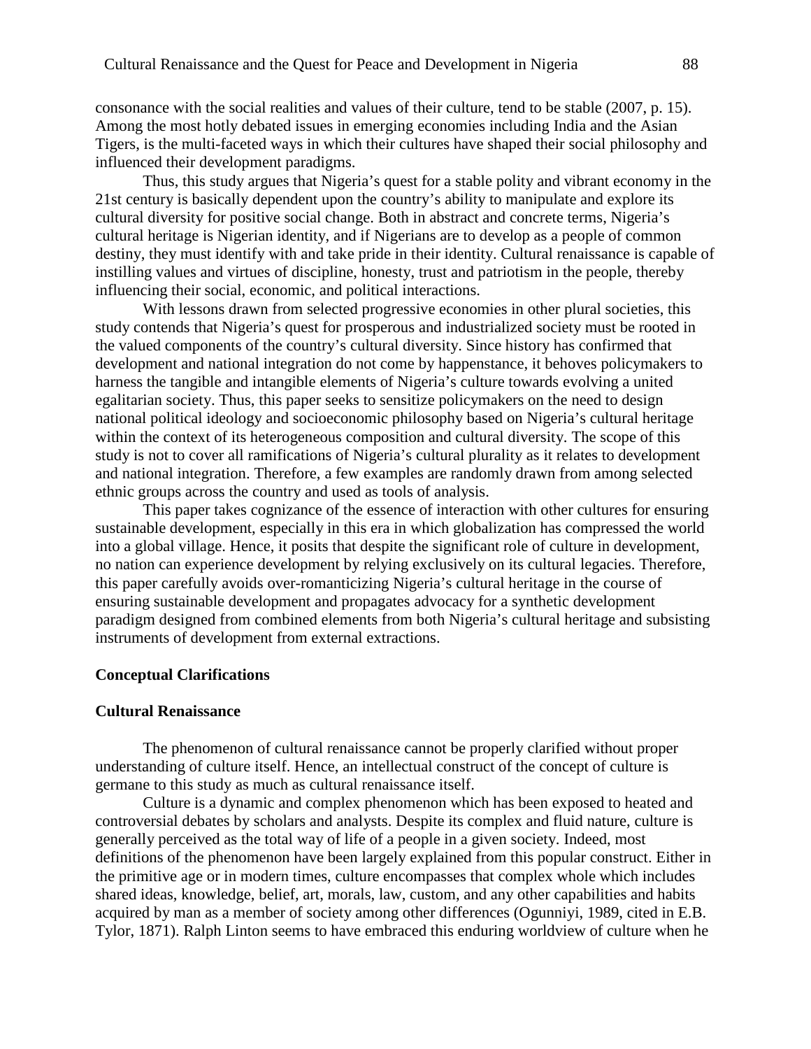consonance with the social realities and values of their culture, tend to be stable (2007, p. 15). Among the most hotly debated issues in emerging economies including India and the Asian Tigers, is the multi-faceted ways in which their cultures have shaped their social philosophy and influenced their development paradigms.

Thus, this study argues that Nigeria's quest for a stable polity and vibrant economy in the 21st century is basically dependent upon the country's ability to manipulate and explore its cultural diversity for positive social change. Both in abstract and concrete terms, Nigeria's cultural heritage is Nigerian identity, and if Nigerians are to develop as a people of common destiny, they must identify with and take pride in their identity. Cultural renaissance is capable of instilling values and virtues of discipline, honesty, trust and patriotism in the people, thereby influencing their social, economic, and political interactions.

With lessons drawn from selected progressive economies in other plural societies, this study contends that Nigeria's quest for prosperous and industrialized society must be rooted in the valued components of the country's cultural diversity. Since history has confirmed that development and national integration do not come by happenstance, it behoves policymakers to harness the tangible and intangible elements of Nigeria's culture towards evolving a united egalitarian society. Thus, this paper seeks to sensitize policymakers on the need to design national political ideology and socioeconomic philosophy based on Nigeria's cultural heritage within the context of its heterogeneous composition and cultural diversity. The scope of this study is not to cover all ramifications of Nigeria's cultural plurality as it relates to development and national integration. Therefore, a few examples are randomly drawn from among selected ethnic groups across the country and used as tools of analysis.

This paper takes cognizance of the essence of interaction with other cultures for ensuring sustainable development, especially in this era in which globalization has compressed the world into a global village. Hence, it posits that despite the significant role of culture in development, no nation can experience development by relying exclusively on its cultural legacies. Therefore, this paper carefully avoids over-romanticizing Nigeria's cultural heritage in the course of ensuring sustainable development and propagates advocacy for a synthetic development paradigm designed from combined elements from both Nigeria's cultural heritage and subsisting instruments of development from external extractions.

## Conceptual Clarifications

### Cultural Renaissance

The phenomenon of cultural renaissance cannot be properly clarified without proper understanding of culture itself. Hence, an intellectual construct of the concept of culture is germane to this study as much as cultural renaissance itself.

Culture is a dynamic and complex phenomenon which has been exposed to heated and controversial debates by scholars and analysts. Despite its complex and fluid nature, culture is generally perceived as the total way of life of a people in a given society. Indeed, most definitions of the phenomenon have been largely explained from this popular construct. Either in the primitive age or in modern times, culture encompasses that complex whole which includes shared ideas, knowledge, belief, art, morals, law, custom, and any other capabilities and habits acquired by man as a member of society among other differences (Ogunniyi, 1989, cited in E.B. Tylor, 1871). Ralph Linton seems to have embraced this enduring worldview of culture when he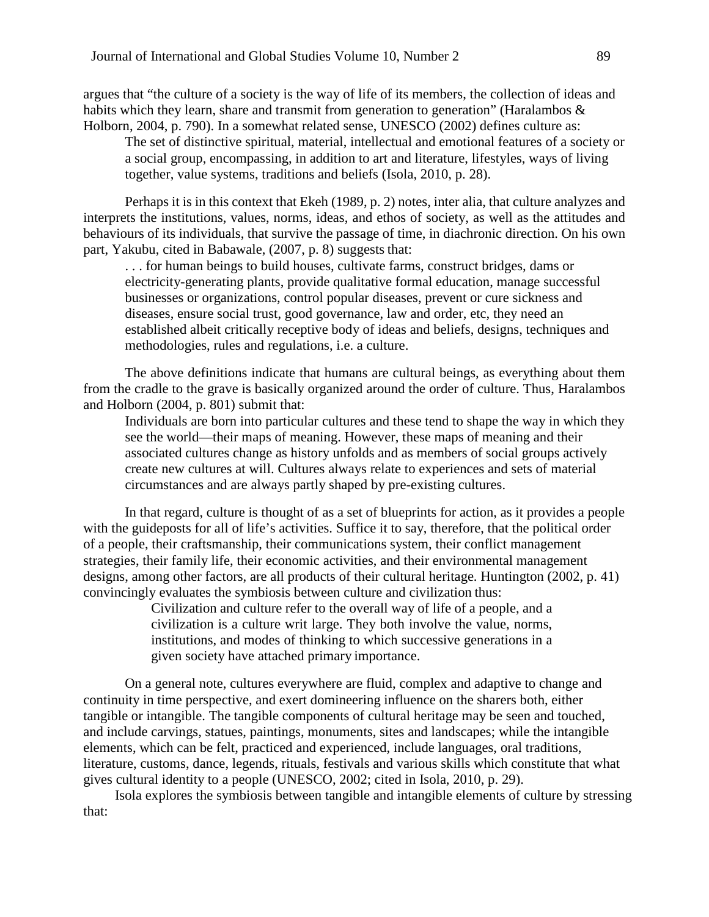argues that "the culture of a society is the way of life of its members, the collection of ideas and habits which they learn, share and transmit from generation to generation" (Haralambos & Holborn, 2004, p. 790). In a somewhat related sense, UNESCO (2002) defines culture as:

> The set of distinctive spiritual, material, intellectual and emotional features of a society or a social group, encompassing, in addition to art and literature, lifestyles, ways of living together, value systems, traditions and beliefs (Isola, 2010, p. 28).

Perhaps it is in this context that Ekeh (1989, p. 2) notes, inter alia, that culture analyzes and interprets the institutions, values, norms, ideas, and ethos of society, as well as the attitudes and behaviours of its individuals, that survive the passage of time, in diachronic direction. On his own part, Yakubu, cited in Babawale, (2007, p. 8) suggests that:

> . . . for human beings to build houses, cultivate farms, construct bridges, dams or electricity-generating plants, provide qualitative formal education, manage successful businesses or organizations, control popular diseases, prevent or cure sickness and diseases, ensure social trust, good governance, law and order, etc, they need an established albeit critically receptive body of ideas and beliefs, designs, techniques and methodologies, rules and regulations, i.e. a culture.

The above definitions indicate that humans are cultural beings, as everything about them from the cradle to the grave is basically organized around the order of culture. Thus, Haralambos and Holborn (2004, p. 801) submit that:

> Individuals are born into particular cultures and these tend to shape the way in which they see the world—their maps of meaning. However, these maps of meaning and their associated cultures change as history unfolds and as members of social groups actively create new cultures at will. Cultures always relate to experiences and sets of material circumstances and are always partly shaped by pre-existing cultures.

In that regard, culture is thought of as a set of blueprints for action, as it provides a people with the guideposts for all of life's activities. Suffice it to say, therefore, that the political order of a people, their craftsmanship, their communications system, their conflict management strategies, their family life, their economic activities, and their environmental management designs, among other factors, are all products of their cultural heritage. Huntington (2002, p. 41) convincingly evaluates the symbiosis between culture and civilization thus:

> Civilization and culture refer to the overall way of life of a people, and a civilization is a culture writ large. They both involve the value, norms, institutions, and modes of thinking to which successive generations in a given society have attached primary importance.

On a general note, cultures everywhere are fluid, complex and adaptive to change and continuity in time perspective, and exert domineering influence on the sharers both, either tangible or intangible. The tangible components of cultural heritage may be seen and touched, and include carvings, statues, paintings, monuments, sites and landscapes; while the intangible elements, which can be felt, practiced and experienced, include languages, oral traditions, literature, customs, dance, legends, rituals, festivals and various skills which constitute that what gives cultural identity to a people (UNESCO, 2002; cited in Isola, 2010, p. 29).

Isola explores the symbiosis between tangible and intangible elements of culture by stressing that: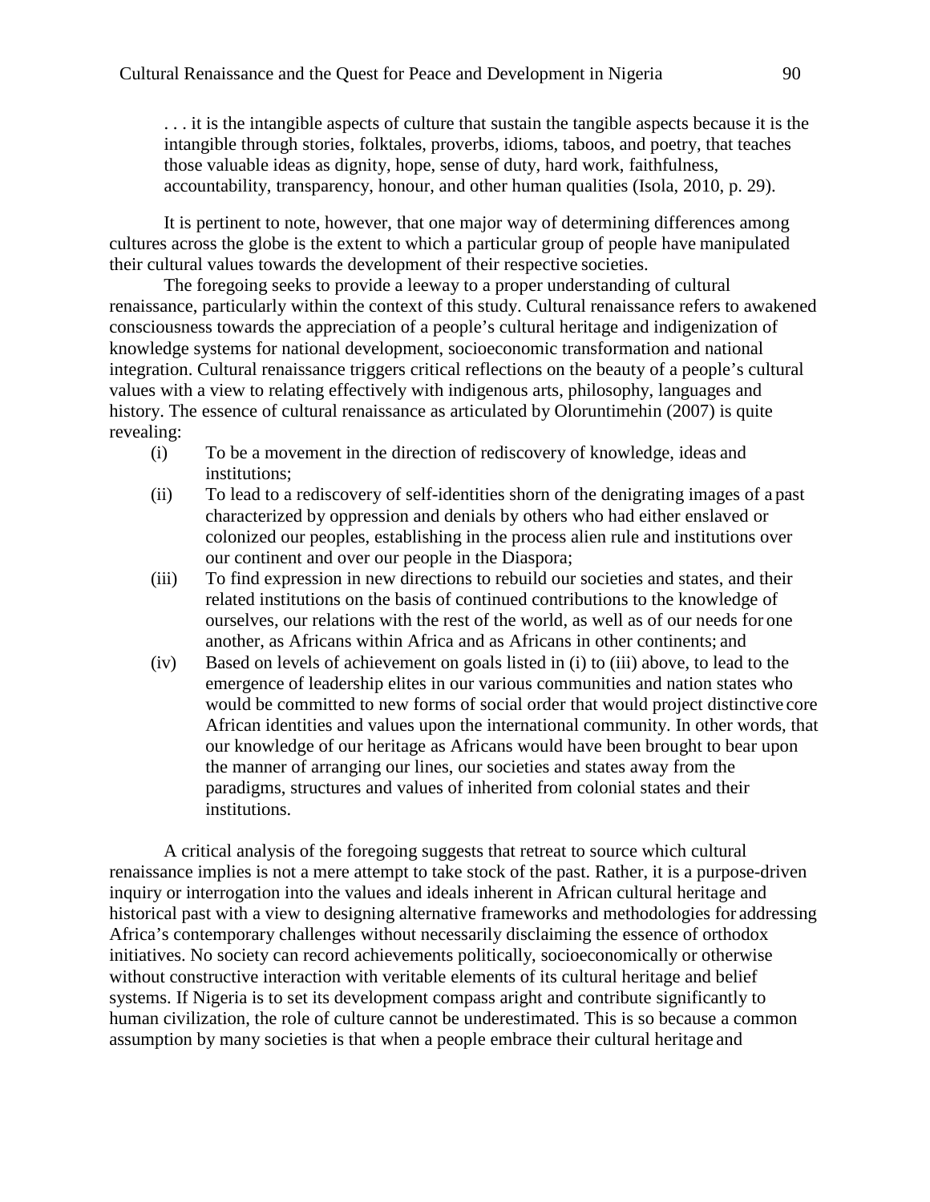> . . . it is the intangible aspects of culture that sustain the tangible aspects because it is the intangible through stories, folktales, proverbs, idioms, taboos, and poetry, that teaches those valuable ideas as dignity, hope, sense of duty, hard work, faithfulness, accountability, transparency, honour, and other human qualities (Isola, 2010, p. 29).

It is pertinent to note, however, that one major way of determining differences among cultures across the globe is the extent to which a particular group of people have manipulated their cultural values towards the development of their respective societies.

The foregoing seeks to provide a leeway to a proper understanding of cultural renaissance, particularly within the context of this study. Cultural renaissance refers to awakened consciousness towards the appreciation of a people's cultural heritage and indigenization of knowledge systems for national development, socioeconomic transformation and national integration. Cultural renaissance triggers critical reflections on the beauty of a people's cultural values with a view to relating effectively with indigenous arts, philosophy, languages and history. The essence of cultural renaissance as articulated by Oloruntimehin (2007) is quite revealing:

(i) To be a movement in the direction of rediscovery of knowledge, ideas and institutions;

(ii) To lead to a rediscovery of self-identities shorn of the denigrating images of a past characterized by oppression and denials by others who had either enslaved or colonized our peoples, establishing in the process alien rule and institutions over our continent and over our people in the Diaspora;

(iii) To find expression in new directions to rebuild our societies and states, and their related institutions on the basis of continued contributions to the knowledge of ourselves, our relations with the rest of the world, as well as of our needs for one another, as Africans within Africa and as Africans in other continents; and

(iv) Based on levels of achievement on goals listed in (i) to (iii) above, to lead to the emergence of leadership elites in our various communities and nation states who would be committed to new forms of social order that would project distinctive core African identities and values upon the international community. In other words, that our knowledge of our heritage as Africans would have been brought to bear upon the manner of arranging our lines, our societies and states away from the paradigms, structures and values of inherited from colonial states and their institutions.

A critical analysis of the foregoing suggests that retreat to source which cultural renaissance implies is not a mere attempt to take stock of the past. Rather, it is a purpose-driven inquiry or interrogation into the values and ideals inherent in African cultural heritage and historical past with a view to designing alternative frameworks and methodologies for addressing Africa's contemporary challenges without necessarily disclaiming the essence of orthodox initiatives. No society can record achievements politically, socioeconomically or otherwise without constructive interaction with veritable elements of its cultural heritage and belief systems. If Nigeria is to set its development compass aright and contribute significantly to human civilization, the role of culture cannot be underestimated. This is so because a common assumption by many societies is that when a people embrace their cultural heritage and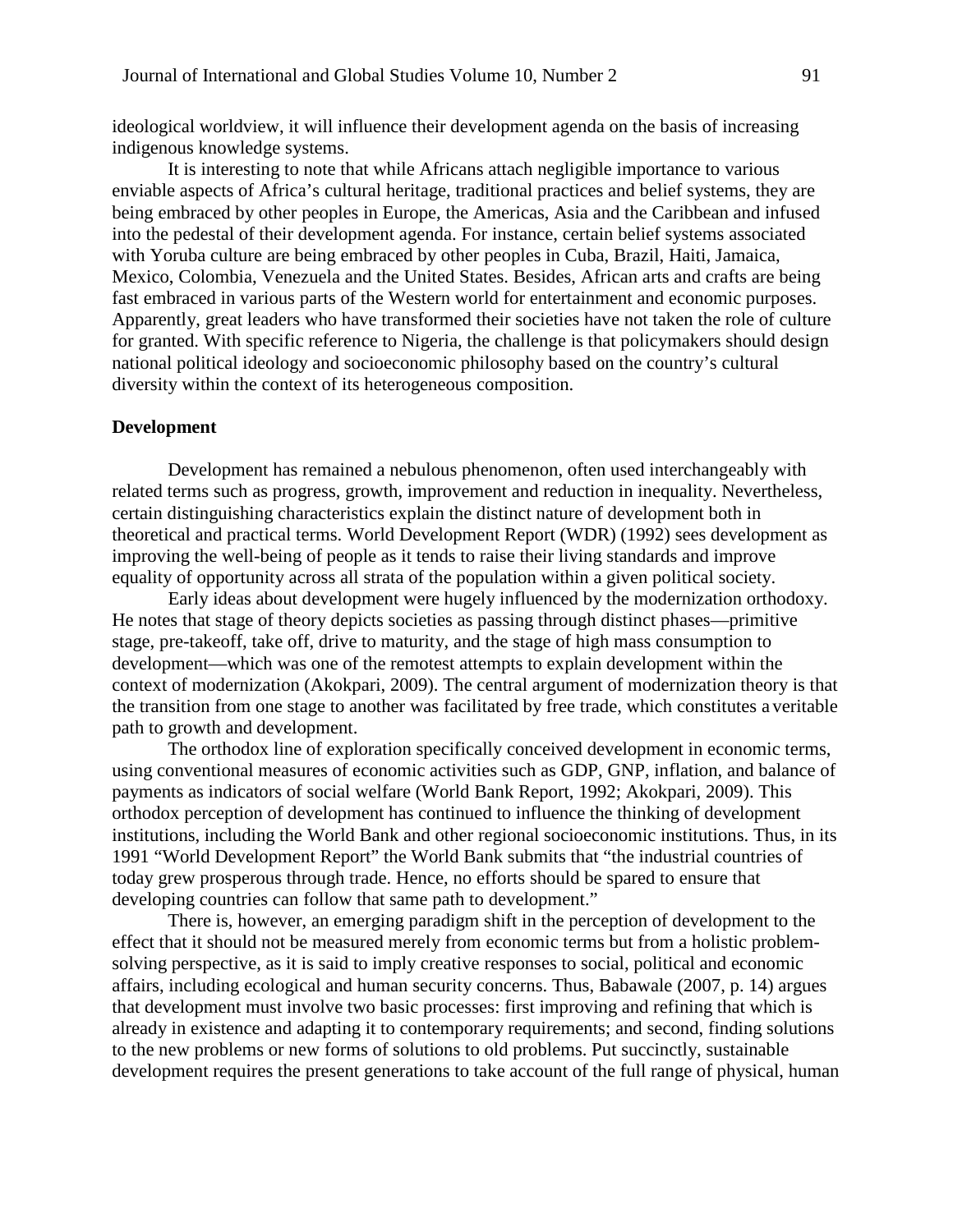ideological worldview, it will influence their development agenda on the basis of increasing indigenous knowledge systems.

It is interesting to note that while Africans attach negligible importance to various enviable aspects of Africa's cultural heritage, traditional practices and belief systems, they are being embraced by other peoples in Europe, the Americas, Asia and the Caribbean and infused into the pedestal of their development agenda. For instance, certain belief systems associated with Yoruba culture are being embraced by other peoples in Cuba, Brazil, Haiti, Jamaica, Mexico, Colombia, Venezuela and the United States. Besides, African arts and crafts are being fast embraced in various parts of the Western world for entertainment and economic purposes. Apparently, great leaders who have transformed their societies have not taken the role of culture for granted. With specific reference to Nigeria, the challenge is that policymakers should design national political ideology and socioeconomic philosophy based on the country's cultural diversity within the context of its heterogeneous composition.

**Development**

Development has remained a nebulous phenomenon, often used interchangeably with related terms such as progress, growth, improvement and reduction in inequality. Nevertheless, certain distinguishing characteristics explain the distinct nature of development both in theoretical and practical terms. World Development Report (WDR) (1992) sees development as improving the well-being of people as it tends to raise their living standards and improve equality of opportunity across all strata of the population within a given political society.

Early ideas about development were hugely influenced by the modernization orthodoxy. He notes that stage of theory depicts societies as passing through distinct phases—primitive stage, pre-takeoff, take off, drive to maturity, and the stage of high mass consumption to development—which was one of the remotest attempts to explain development within the context of modernization (Akokpari, 2009). The central argument of modernization theory is that the transition from one stage to another was facilitated by free trade, which constitutes a veritable path to growth and development.

The orthodox line of exploration specifically conceived development in economic terms, using conventional measures of economic activities such as GDP, GNP, inflation, and balance of payments as indicators of social welfare (World Bank Report, 1992; Akokpari, 2009). This orthodox perception of development has continued to influence the thinking of development institutions, including the World Bank and other regional socioeconomic institutions. Thus, in its 1991 "World Development Report" the World Bank submits that "the industrial countries of today grew prosperous through trade. Hence, no efforts should be spared to ensure that developing countries can follow that same path to development."

There is, however, an emerging paradigm shift in the perception of development to the effect that it should not be measured merely from economic terms but from a holistic problem-solving perspective, as it is said to imply creative responses to social, political and economic affairs, including ecological and human security concerns. Thus, Babawale (2007, p. 14) argues that development must involve two basic processes: first improving and refining that which is already in existence and adapting it to contemporary requirements; and second, finding solutions to the new problems or new forms of solutions to old problems. Put succinctly, sustainable development requires the present generations to take account of the full range of physical, human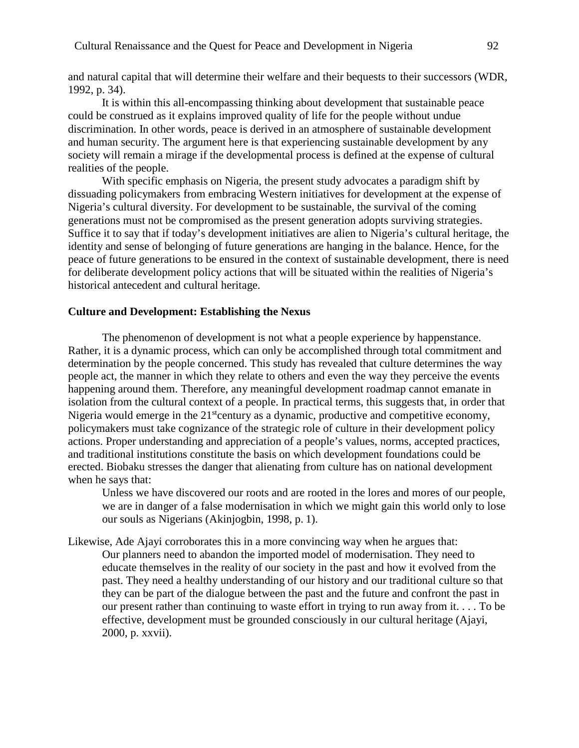and natural capital that will determine their welfare and their bequests to their successors (WDR, 1992, p. 34).

It is within this all-encompassing thinking about development that sustainable peace could be construed as it explains improved quality of life for the people without undue discrimination. In other words, peace is derived in an atmosphere of sustainable development and human security. The argument here is that experiencing sustainable development by any society will remain a mirage if the developmental process is defined at the expense of cultural realities of the people.

With specific emphasis on Nigeria, the present study advocates a paradigm shift by dissuading policymakers from embracing Western initiatives for development at the expense of Nigeria's cultural diversity. For development to be sustainable, the survival of the coming generations must not be compromised as the present generation adopts surviving strategies. Suffice it to say that if today's development initiatives are alien to Nigeria's cultural heritage, the identity and sense of belonging of future generations are hanging in the balance. Hence, for the peace of future generations to be ensured in the context of sustainable development, there is need for deliberate development policy actions that will be situated within the realities of Nigeria's historical antecedent and cultural heritage.

**Culture and Development: Establishing the Nexus**

The phenomenon of development is not what a people experience by happenstance. Rather, it is a dynamic process, which can only be accomplished through total commitment and determination by the people concerned. This study has revealed that culture determines the way people act, the manner in which they relate to others and even the way they perceive the events happening around them. Therefore, any meaningful development roadmap cannot emanate in isolation from the cultural context of a people. In practical terms, this suggests that, in order that Nigeria would emerge in the 21st century as a dynamic, productive and competitive economy, policymakers must take cognizance of the strategic role of culture in their development policy actions. Proper understanding and appreciation of a people's values, norms, accepted practices, and traditional institutions constitute the basis on which development foundations could be erected. Biobaku stresses the danger that alienating from culture has on national development when he says that:

> Unless we have discovered our roots and are rooted in the lores and mores of our people, we are in danger of a false modernisation in which we might gain this world only to lose our souls as Nigerians (Akinjogbin, 1998, p. 1).

Likewise, Ade Ajayi corroborates this in a more convincing way when he argues that:

> Our planners need to abandon the imported model of modernisation. They need to educate themselves in the reality of our society in the past and how it evolved from the past. They need a healthy understanding of our history and our traditional culture so that they can be part of the dialogue between the past and the future and confront the past in our present rather than continuing to waste effort in trying to run away from it. . . . To be effective, development must be grounded consciously in our cultural heritage (Ajayi, 2000, p. xxvii).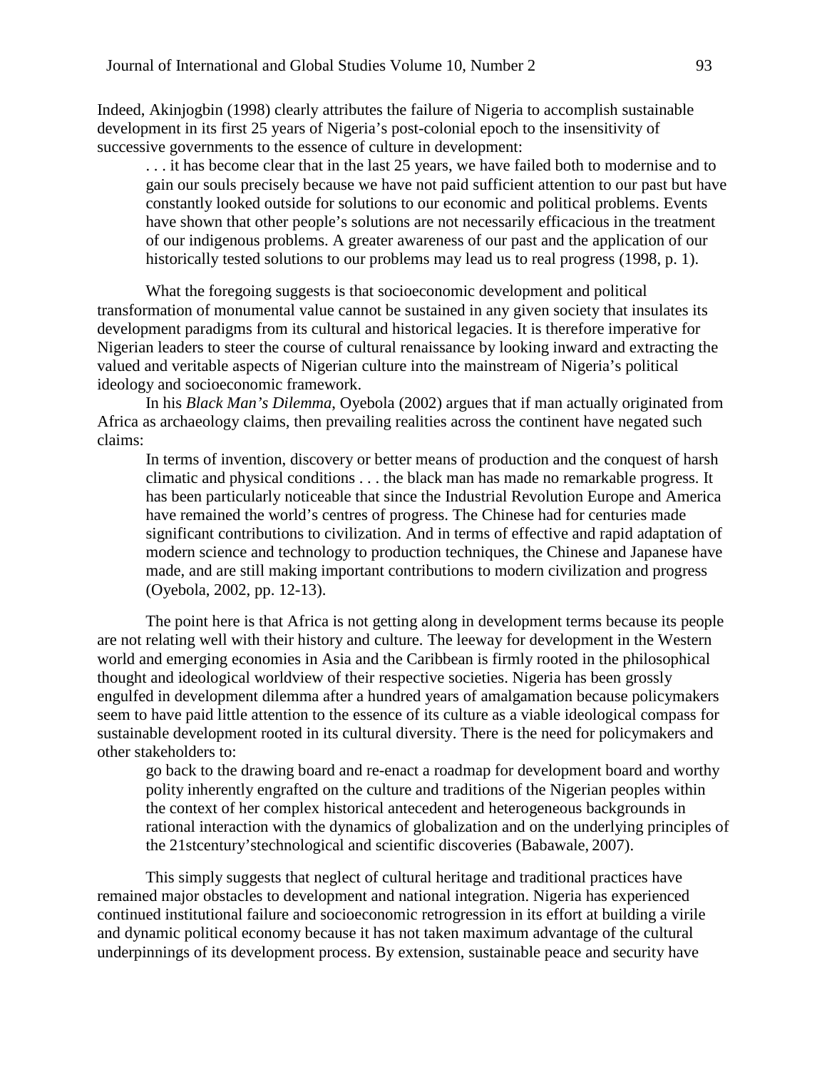Indeed, Akinjogbin (1998) clearly attributes the failure of Nigeria to accomplish sustainable development in its first 25 years of Nigeria's post-colonial epoch to the insensitivity of successive governments to the essence of culture in development:

> . . . it has become clear that in the last 25 years, we have failed both to modernise and to gain our souls precisely because we have not paid sufficient attention to our past but have constantly looked outside for solutions to our economic and political problems. Events have shown that other people's solutions are not necessarily efficacious in the treatment of our indigenous problems. A greater awareness of our past and the application of our historically tested solutions to our problems may lead us to real progress (1998, p. 1).

What the foregoing suggests is that socioeconomic development and political transformation of monumental value cannot be sustained in any given society that insulates its development paradigms from its cultural and historical legacies. It is therefore imperative for Nigerian leaders to steer the course of cultural renaissance by looking inward and extracting the valued and veritable aspects of Nigerian culture into the mainstream of Nigeria's political ideology and socioeconomic framework.

In his *Black Man's Dilemma*, Oyebola (2002) argues that if man actually originated from Africa as archaeology claims, then prevailing realities across the continent have negated such claims:

> In terms of invention, discovery or better means of production and the conquest of harsh climatic and physical conditions . . . the black man has made no remarkable progress. It has been particularly noticeable that since the Industrial Revolution Europe and America have remained the world's centres of progress. The Chinese had for centuries made significant contributions to civilization. And in terms of effective and rapid adaptation of modern science and technology to production techniques, the Chinese and Japanese have made, and are still making important contributions to modern civilization and progress (Oyebola, 2002, pp. 12-13).

The point here is that Africa is not getting along in development terms because its people are not relating well with their history and culture. The leeway for development in the Western world and emerging economies in Asia and the Caribbean is firmly rooted in the philosophical thought and ideological worldview of their respective societies. Nigeria has been grossly engulfed in development dilemma after a hundred years of amalgamation because policymakers seem to have paid little attention to the essence of its culture as a viable ideological compass for sustainable development rooted in its cultural diversity. There is the need for policymakers and other stakeholders to:

> go back to the drawing board and re-enact a roadmap for development board and worthy polity inherently engrafted on the culture and traditions of the Nigerian peoples within the context of her complex historical antecedent and heterogeneous backgrounds in rational interaction with the dynamics of globalization and on the underlying principles of the 21stcentury'stechnological and scientific discoveries (Babawale, 2007).

This simply suggests that neglect of cultural heritage and traditional practices have remained major obstacles to development and national integration. Nigeria has experienced continued institutional failure and socioeconomic retrogression in its effort at building a virile and dynamic political economy because it has not taken maximum advantage of the cultural underpinnings of its development process. By extension, sustainable peace and security have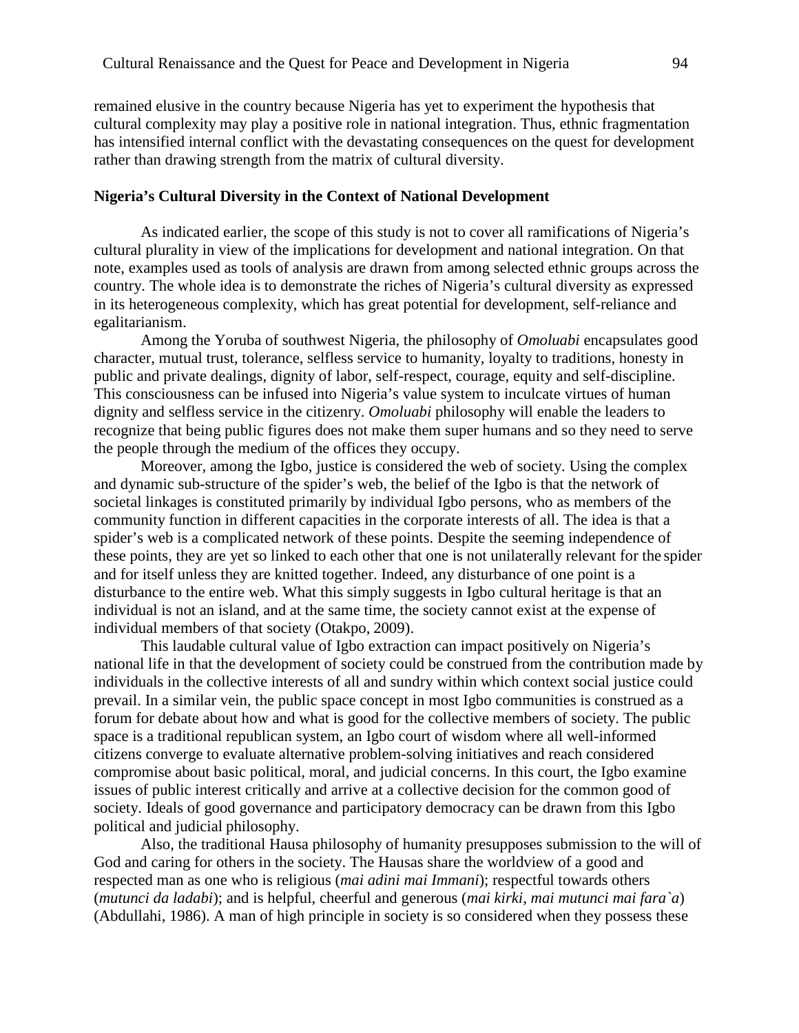remained elusive in the country because Nigeria has yet to experiment the hypothesis that cultural complexity may play a positive role in national integration. Thus, ethnic fragmentation has intensified internal conflict with the devastating consequences on the quest for development rather than drawing strength from the matrix of cultural diversity.

**Nigeria's Cultural Diversity in the Context of National Development**

As indicated earlier, the scope of this study is not to cover all ramifications of Nigeria's cultural plurality in view of the implications for development and national integration. On that note, examples used as tools of analysis are drawn from among selected ethnic groups across the country. The whole idea is to demonstrate the riches of Nigeria's cultural diversity as expressed in its heterogeneous complexity, which has great potential for development, self-reliance and egalitarianism.

Among the Yoruba of southwest Nigeria, the philosophy of *Omoluabi* encapsulates good character, mutual trust, tolerance, selfless service to humanity, loyalty to traditions, honesty in public and private dealings, dignity of labor, self-respect, courage, equity and self-discipline. This consciousness can be infused into Nigeria's value system to inculcate virtues of human dignity and selfless service in the citizenry. *Omoluabi* philosophy will enable the leaders to recognize that being public figures does not make them super humans and so they need to serve the people through the medium of the offices they occupy.

Moreover, among the Igbo, justice is considered the web of society. Using the complex and dynamic sub-structure of the spider's web, the belief of the Igbo is that the network of societal linkages is constituted primarily by individual Igbo persons, who as members of the community function in different capacities in the corporate interests of all. The idea is that a spider's web is a complicated network of these points. Despite the seeming independence of these points, they are yet so linked to each other that one is not unilaterally relevant for the spider and for itself unless they are knitted together. Indeed, any disturbance of one point is a disturbance to the entire web. What this simply suggests in Igbo cultural heritage is that an individual is not an island, and at the same time, the society cannot exist at the expense of individual members of that society (Otakpo, 2009).

This laudable cultural value of Igbo extraction can impact positively on Nigeria's national life in that the development of society could be construed from the contribution made by individuals in the collective interests of all and sundry within which context social justice could prevail. In a similar vein, the public space concept in most Igbo communities is construed as a forum for debate about how and what is good for the collective members of society. The public space is a traditional republican system, an Igbo court of wisdom where all well-informed citizens converge to evaluate alternative problem-solving initiatives and reach considered compromise about basic political, moral, and judicial concerns. In this court, the Igbo examine issues of public interest critically and arrive at a collective decision for the common good of society. Ideals of good governance and participatory democracy can be drawn from this Igbo political and judicial philosophy.

Also, the traditional Hausa philosophy of humanity presupposes submission to the will of God and caring for others in the society. The Hausas share the worldview of a good and respected man as one who is religious (*mai adini mai Immani*); respectful towards others (*mutunci da ladabi*); and is helpful, cheerful and generous (*mai kirki, mai mutunci mai fara`a*) (Abdullahi, 1986). A man of high principle in society is so considered when they possess these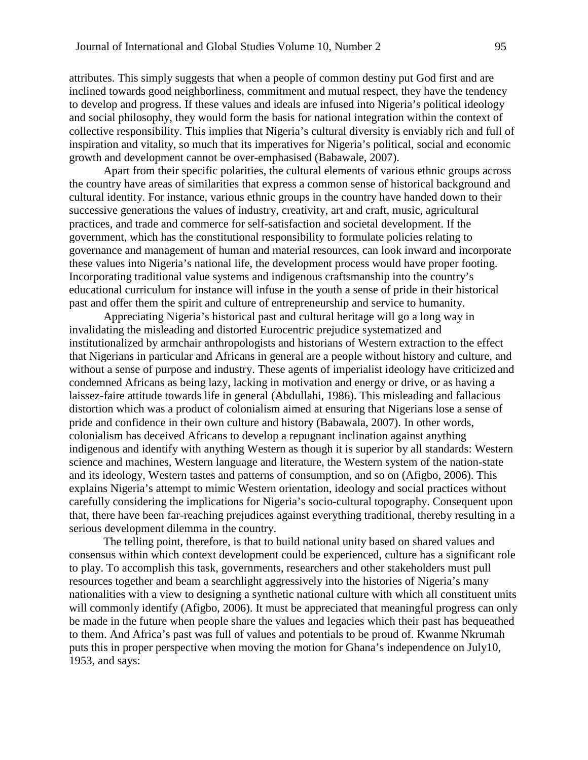attributes. This simply suggests that when a people of common destiny put God first and are inclined towards good neighborliness, commitment and mutual respect, they have the tendency to develop and progress. If these values and ideals are infused into Nigeria's political ideology and social philosophy, they would form the basis for national integration within the context of collective responsibility. This implies that Nigeria's cultural diversity is enviably rich and full of inspiration and vitality, so much that its imperatives for Nigeria's political, social and economic growth and development cannot be over-emphasised (Babawale, 2007).

Apart from their specific polarities, the cultural elements of various ethnic groups across the country have areas of similarities that express a common sense of historical background and cultural identity. For instance, various ethnic groups in the country have handed down to their successive generations the values of industry, creativity, art and craft, music, agricultural practices, and trade and commerce for self-satisfaction and societal development. If the government, which has the constitutional responsibility to formulate policies relating to governance and management of human and material resources, can look inward and incorporate these values into Nigeria's national life, the development process would have proper footing. Incorporating traditional value systems and indigenous craftsmanship into the country's educational curriculum for instance will infuse in the youth a sense of pride in their historical past and offer them the spirit and culture of entrepreneurship and service to humanity.

Appreciating Nigeria's historical past and cultural heritage will go a long way in invalidating the misleading and distorted Eurocentric prejudice systematized and institutionalized by armchair anthropologists and historians of Western extraction to the effect that Nigerians in particular and Africans in general are a people without history and culture, and without a sense of purpose and industry. These agents of imperialist ideology have criticized and condemned Africans as being lazy, lacking in motivation and energy or drive, or as having a laissez-faire attitude towards life in general (Abdullahi, 1986). This misleading and fallacious distortion which was a product of colonialism aimed at ensuring that Nigerians lose a sense of pride and confidence in their own culture and history (Babawala, 2007). In other words, colonialism has deceived Africans to develop a repugnant inclination against anything indigenous and identify with anything Western as though it is superior by all standards: Western science and machines, Western language and literature, the Western system of the nation-state and its ideology, Western tastes and patterns of consumption, and so on (Afigbo, 2006). This explains Nigeria's attempt to mimic Western orientation, ideology and social practices without carefully considering the implications for Nigeria's socio-cultural topography. Consequent upon that, there have been far-reaching prejudices against everything traditional, thereby resulting in a serious development dilemma in the country.

The telling point, therefore, is that to build national unity based on shared values and consensus within which context development could be experienced, culture has a significant role to play. To accomplish this task, governments, researchers and other stakeholders must pull resources together and beam a searchlight aggressively into the histories of Nigeria's many nationalities with a view to designing a synthetic national culture with which all constituent units will commonly identify (Afigbo, 2006). It must be appreciated that meaningful progress can only be made in the future when people share the values and legacies which their past has bequeathed to them. And Africa's past was full of values and potentials to be proud of. Kwanme Nkrumah puts this in proper perspective when moving the motion for Ghana's independence on July10, 1953, and says: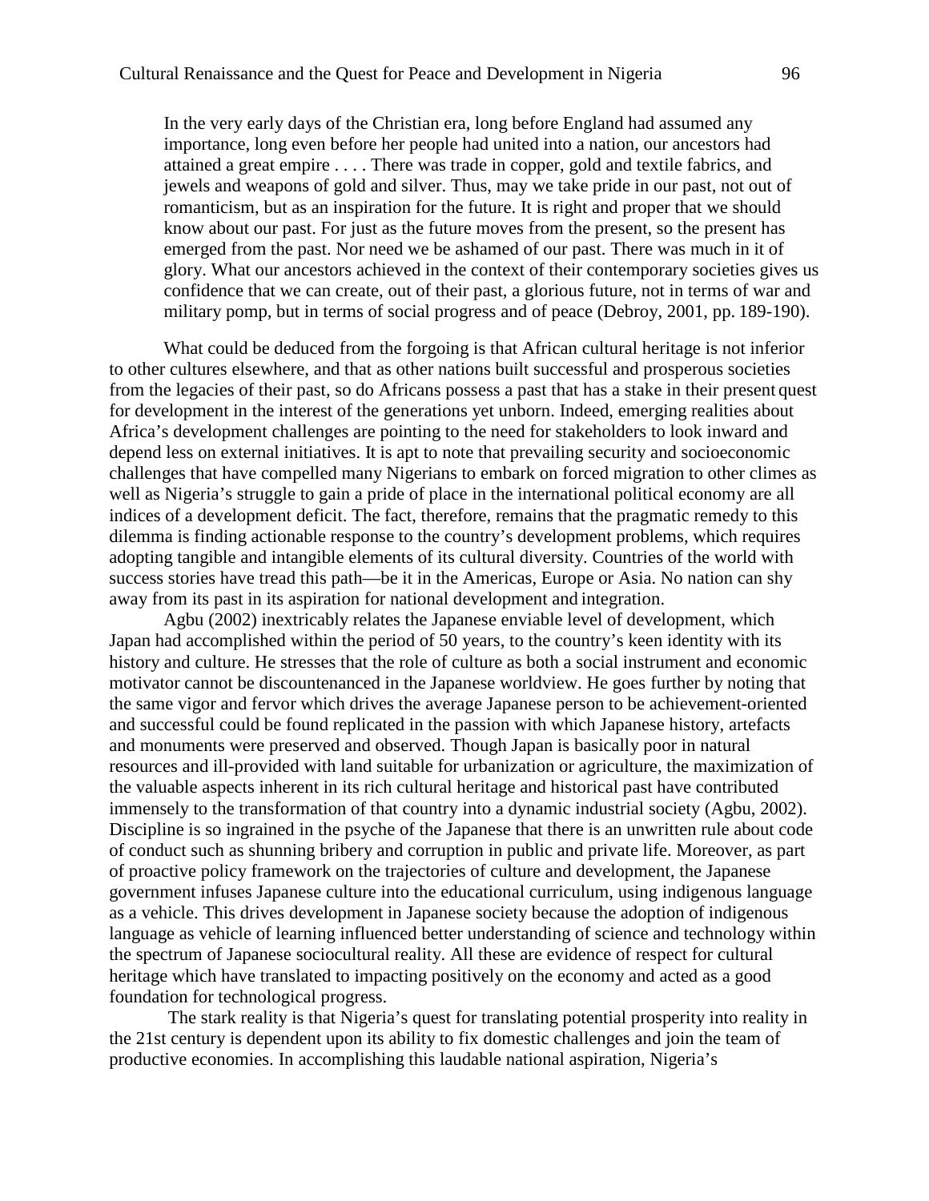> In the very early days of the Christian era, long before England had assumed any importance, long even before her people had united into a nation, our ancestors had attained a great empire . . . . There was trade in copper, gold and textile fabrics, and jewels and weapons of gold and silver. Thus, may we take pride in our past, not out of romanticism, but as an inspiration for the future. It is right and proper that we should know about our past. For just as the future moves from the present, so the present has emerged from the past. Nor need we be ashamed of our past. There was much in it of glory. What our ancestors achieved in the context of their contemporary societies gives us confidence that we can create, out of their past, a glorious future, not in terms of war and military pomp, but in terms of social progress and of peace (Debroy, 2001, pp. 189-190).

What could be deduced from the forgoing is that African cultural heritage is not inferior to other cultures elsewhere, and that as other nations built successful and prosperous societies from the legacies of their past, so do Africans possess a past that has a stake in their present quest for development in the interest of the generations yet unborn. Indeed, emerging realities about Africa's development challenges are pointing to the need for stakeholders to look inward and depend less on external initiatives. It is apt to note that prevailing security and socioeconomic challenges that have compelled many Nigerians to embark on forced migration to other climes as well as Nigeria's struggle to gain a pride of place in the international political economy are all indices of a development deficit. The fact, therefore, remains that the pragmatic remedy to this dilemma is finding actionable response to the country's development problems, which requires adopting tangible and intangible elements of its cultural diversity. Countries of the world with success stories have tread this path—be it in the Americas, Europe or Asia. No nation can shy away from its past in its aspiration for national development and integration.

Agbu (2002) inextricably relates the Japanese enviable level of development, which Japan had accomplished within the period of 50 years, to the country's keen identity with its history and culture. He stresses that the role of culture as both a social instrument and economic motivator cannot be discountenanced in the Japanese worldview. He goes further by noting that the same vigor and fervor which drives the average Japanese person to be achievement-oriented and successful could be found replicated in the passion with which Japanese history, artefacts and monuments were preserved and observed. Though Japan is basically poor in natural resources and ill-provided with land suitable for urbanization or agriculture, the maximization of the valuable aspects inherent in its rich cultural heritage and historical past have contributed immensely to the transformation of that country into a dynamic industrial society (Agbu, 2002). Discipline is so ingrained in the psyche of the Japanese that there is an unwritten rule about code of conduct such as shunning bribery and corruption in public and private life. Moreover, as part of proactive policy framework on the trajectories of culture and development, the Japanese government infuses Japanese culture into the educational curriculum, using indigenous language as a vehicle. This drives development in Japanese society because the adoption of indigenous language as vehicle of learning influenced better understanding of science and technology within the spectrum of Japanese sociocultural reality. All these are evidence of respect for cultural heritage which have translated to impacting positively on the economy and acted as a good foundation for technological progress.

The stark reality is that Nigeria's quest for translating potential prosperity into reality in the 21st century is dependent upon its ability to fix domestic challenges and join the team of productive economies. In accomplishing this laudable national aspiration, Nigeria's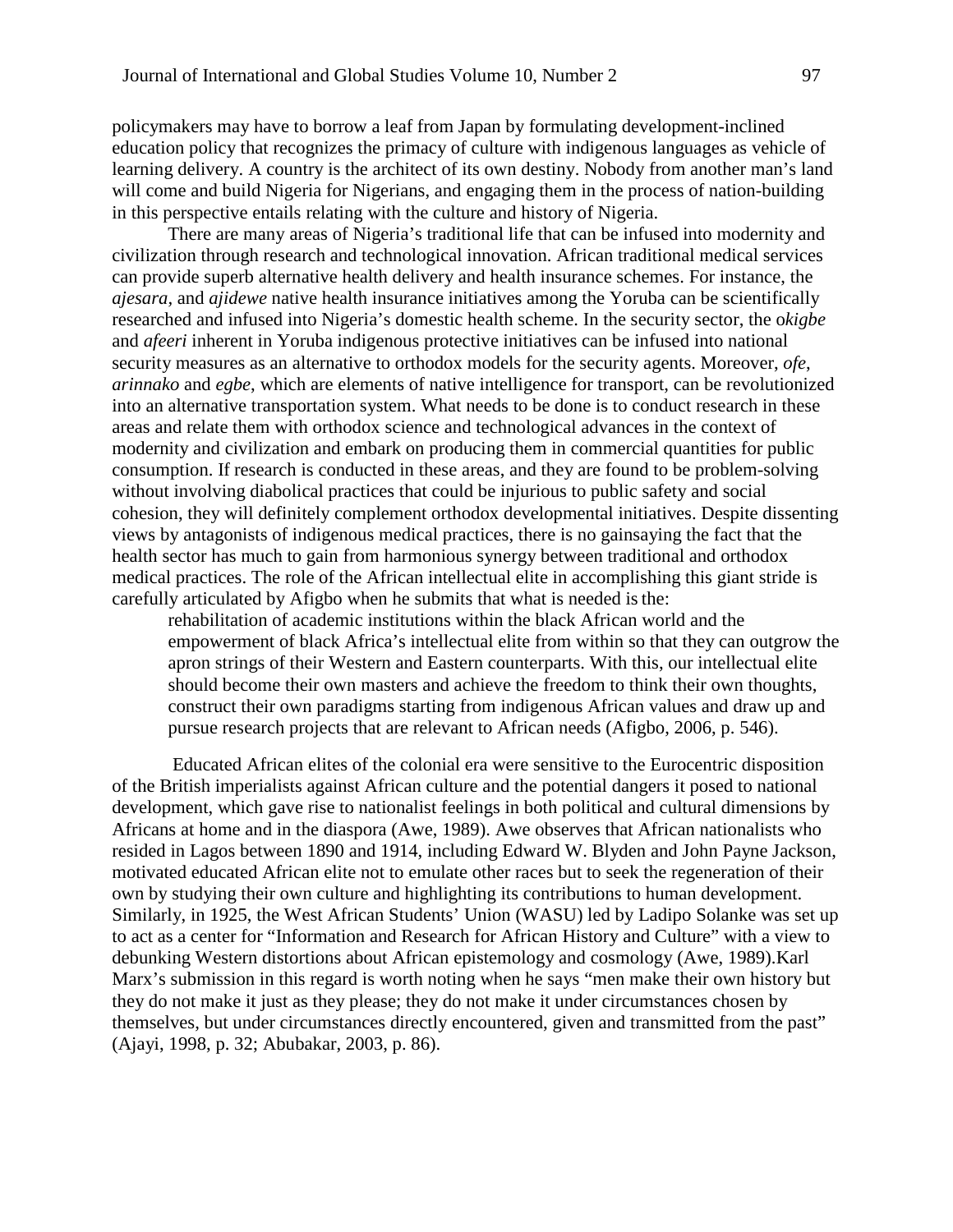policymakers may have to borrow a leaf from Japan by formulating development-inclined education policy that recognizes the primacy of culture with indigenous languages as vehicle of learning delivery. A country is the architect of its own destiny. Nobody from another man's land will come and build Nigeria for Nigerians, and engaging them in the process of nation-building in this perspective entails relating with the culture and history of Nigeria.

There are many areas of Nigeria's traditional life that can be infused into modernity and civilization through research and technological innovation. African traditional medical services can provide superb alternative health delivery and health insurance schemes. For instance, the *ajesara,* and *ajidewe* native health insurance initiatives among the Yoruba can be scientifically researched and infused into Nigeria's domestic health scheme. In the security sector, the o*kigbe* and *afeeri* inherent in Yoruba indigenous protective initiatives can be infused into national security measures as an alternative to orthodox models for the security agents. Moreover, *ofe*, *arinnako* and *egbe*, which are elements of native intelligence for transport, can be revolutionized into an alternative transportation system. What needs to be done is to conduct research in these areas and relate them with orthodox science and technological advances in the context of modernity and civilization and embark on producing them in commercial quantities for public consumption. If research is conducted in these areas, and they are found to be problem-solving without involving diabolical practices that could be injurious to public safety and social cohesion, they will definitely complement orthodox developmental initiatives. Despite dissenting views by antagonists of indigenous medical practices, there is no gainsaying the fact that the health sector has much to gain from harmonious synergy between traditional and orthodox medical practices. The role of the African intellectual elite in accomplishing this giant stride is carefully articulated by Afigbo when he submits that what is needed is the:

> rehabilitation of academic institutions within the black African world and the empowerment of black Africa's intellectual elite from within so that they can outgrow the apron strings of their Western and Eastern counterparts. With this, our intellectual elite should become their own masters and achieve the freedom to think their own thoughts, construct their own paradigms starting from indigenous African values and draw up and pursue research projects that are relevant to African needs (Afigbo, 2006, p. 546).

Educated African elites of the colonial era were sensitive to the Eurocentric disposition of the British imperialists against African culture and the potential dangers it posed to national development, which gave rise to nationalist feelings in both political and cultural dimensions by Africans at home and in the diaspora (Awe, 1989). Awe observes that African nationalists who resided in Lagos between 1890 and 1914, including Edward W. Blyden and John Payne Jackson, motivated educated African elite not to emulate other races but to seek the regeneration of their own by studying their own culture and highlighting its contributions to human development. Similarly, in 1925, the West African Students' Union (WASU) led by Ladipo Solanke was set up to act as a center for "Information and Research for African History and Culture" with a view to debunking Western distortions about African epistemology and cosmology (Awe, 1989).Karl Marx's submission in this regard is worth noting when he says "men make their own history but they do not make it just as they please; they do not make it under circumstances chosen by themselves, but under circumstances directly encountered, given and transmitted from the past" (Ajayi, 1998, p. 32; Abubakar, 2003, p. 86).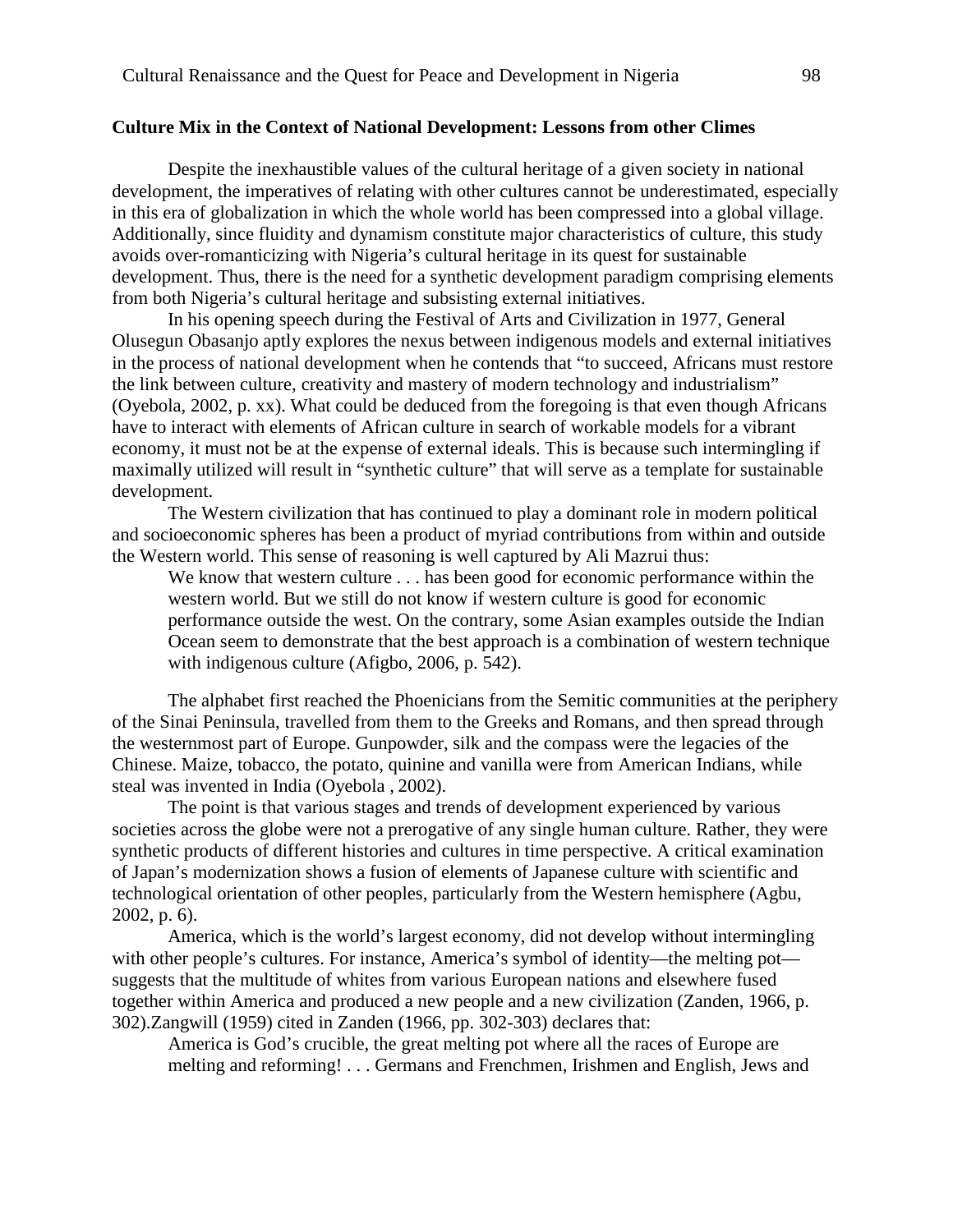**Culture Mix in the Context of National Development: Lessons from other Climes**

Despite the inexhaustible values of the cultural heritage of a given society in national development, the imperatives of relating with other cultures cannot be underestimated, especially in this era of globalization in which the whole world has been compressed into a global village. Additionally, since fluidity and dynamism constitute major characteristics of culture, this study avoids over-romanticizing with Nigeria's cultural heritage in its quest for sustainable development. Thus, there is the need for a synthetic development paradigm comprising elements from both Nigeria's cultural heritage and subsisting external initiatives.

In his opening speech during the Festival of Arts and Civilization in 1977, General Olusegun Obasanjo aptly explores the nexus between indigenous models and external initiatives in the process of national development when he contends that "to succeed, Africans must restore the link between culture, creativity and mastery of modern technology and industrialism" (Oyebola, 2002, p. xx). What could be deduced from the foregoing is that even though Africans have to interact with elements of African culture in search of workable models for a vibrant economy, it must not be at the expense of external ideals. This is because such intermingling if maximally utilized will result in "synthetic culture" that will serve as a template for sustainable development.

The Western civilization that has continued to play a dominant role in modern political and socioeconomic spheres has been a product of myriad contributions from within and outside the Western world. This sense of reasoning is well captured by Ali Mazrui thus:

> We know that western culture . . . has been good for economic performance within the western world. But we still do not know if western culture is good for economic performance outside the west. On the contrary, some Asian examples outside the Indian Ocean seem to demonstrate that the best approach is a combination of western technique with indigenous culture (Afigbo, 2006, p. 542).

The alphabet first reached the Phoenicians from the Semitic communities at the periphery of the Sinai Peninsula, travelled from them to the Greeks and Romans, and then spread through the westernmost part of Europe. Gunpowder, silk and the compass were the legacies of the Chinese. Maize, tobacco, the potato, quinine and vanilla were from American Indians, while steal was invented in India (Oyebola , 2002).

The point is that various stages and trends of development experienced by various societies across the globe were not a prerogative of any single human culture. Rather, they were synthetic products of different histories and cultures in time perspective. A critical examination of Japan's modernization shows a fusion of elements of Japanese culture with scientific and technological orientation of other peoples, particularly from the Western hemisphere (Agbu, 2002, p. 6).

America, which is the world's largest economy, did not develop without intermingling with other people's cultures. For instance, America's symbol of identity—the melting pot—suggests that the multitude of whites from various European nations and elsewhere fused together within America and produced a new people and a new civilization (Zanden, 1966, p. 302).Zangwill (1959) cited in Zanden (1966, pp. 302-303) declares that:

> America is God's crucible, the great melting pot where all the races of Europe are melting and reforming! . . . Germans and Frenchmen, Irishmen and English, Jews and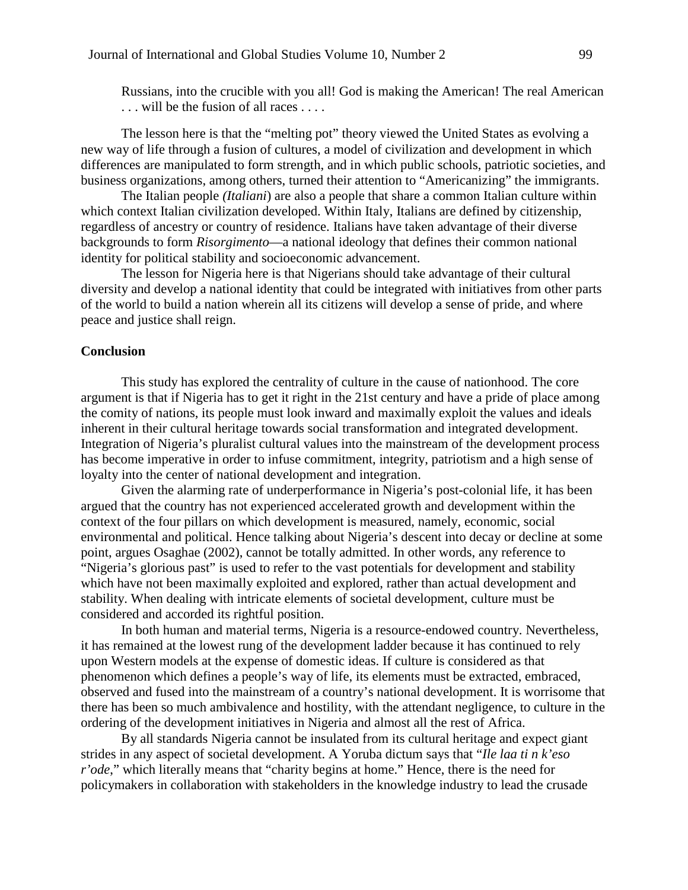> Russians, into the crucible with you all! God is making the American! The real American . . . will be the fusion of all races . . . .

The lesson here is that the "melting pot" theory viewed the United States as evolving a new way of life through a fusion of cultures, a model of civilization and development in which differences are manipulated to form strength, and in which public schools, patriotic societies, and business organizations, among others, turned their attention to "Americanizing" the immigrants.

The Italian people *(Italiani*) are also a people that share a common Italian culture within which context Italian civilization developed. Within Italy, Italians are defined by citizenship, regardless of ancestry or country of residence. Italians have taken advantage of their diverse backgrounds to form *Risorgimento*—a national ideology that defines their common national identity for political stability and socioeconomic advancement.

The lesson for Nigeria here is that Nigerians should take advantage of their cultural diversity and develop a national identity that could be integrated with initiatives from other parts of the world to build a nation wherein all its citizens will develop a sense of pride, and where peace and justice shall reign.

## Conclusion

This study has explored the centrality of culture in the cause of nationhood. The core argument is that if Nigeria has to get it right in the 21st century and have a pride of place among the comity of nations, its people must look inward and maximally exploit the values and ideals inherent in their cultural heritage towards social transformation and integrated development. Integration of Nigeria's pluralist cultural values into the mainstream of the development process has become imperative in order to infuse commitment, integrity, patriotism and a high sense of loyalty into the center of national development and integration.

Given the alarming rate of underperformance in Nigeria's post-colonial life, it has been argued that the country has not experienced accelerated growth and development within the context of the four pillars on which development is measured, namely, economic, social environmental and political. Hence talking about Nigeria's descent into decay or decline at some point, argues Osaghae (2002), cannot be totally admitted. In other words, any reference to "Nigeria's glorious past" is used to refer to the vast potentials for development and stability which have not been maximally exploited and explored, rather than actual development and stability. When dealing with intricate elements of societal development, culture must be considered and accorded its rightful position.

In both human and material terms, Nigeria is a resource-endowed country. Nevertheless, it has remained at the lowest rung of the development ladder because it has continued to rely upon Western models at the expense of domestic ideas. If culture is considered as that phenomenon which defines a people's way of life, its elements must be extracted, embraced, observed and fused into the mainstream of a country's national development. It is worrisome that there has been so much ambivalence and hostility, with the attendant negligence, to culture in the ordering of the development initiatives in Nigeria and almost all the rest of Africa.

By all standards Nigeria cannot be insulated from its cultural heritage and expect giant strides in any aspect of societal development. A Yoruba dictum says that "*Ile laa ti n k'eso r'ode*," which literally means that "charity begins at home." Hence, there is the need for policymakers in collaboration with stakeholders in the knowledge industry to lead the crusade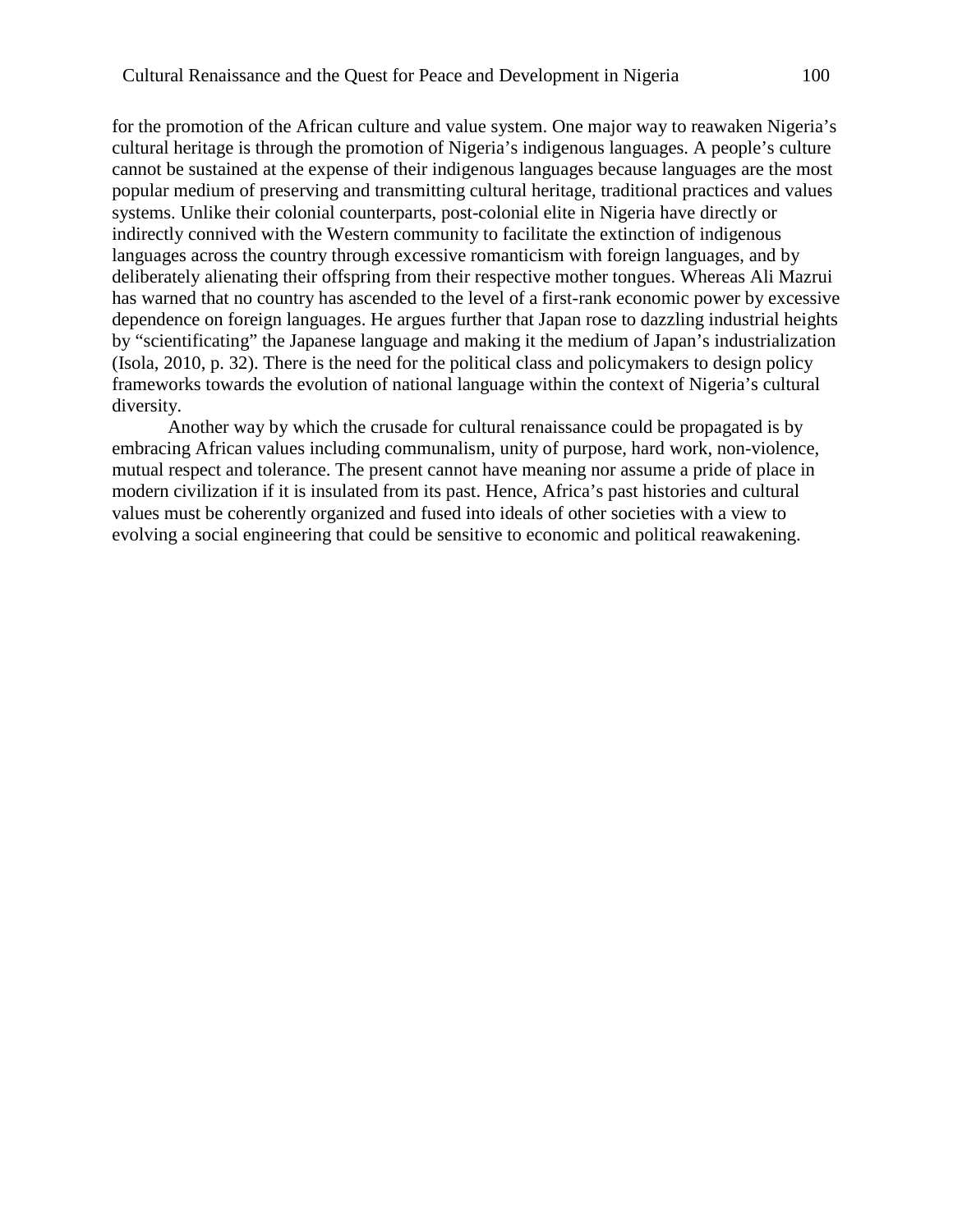for the promotion of the African culture and value system. One major way to reawaken Nigeria's cultural heritage is through the promotion of Nigeria's indigenous languages. A people's culture cannot be sustained at the expense of their indigenous languages because languages are the most popular medium of preserving and transmitting cultural heritage, traditional practices and values systems. Unlike their colonial counterparts, post-colonial elite in Nigeria have directly or indirectly connived with the Western community to facilitate the extinction of indigenous languages across the country through excessive romanticism with foreign languages, and by deliberately alienating their offspring from their respective mother tongues. Whereas Ali Mazrui has warned that no country has ascended to the level of a first-rank economic power by excessive dependence on foreign languages. He argues further that Japan rose to dazzling industrial heights by "scientificating" the Japanese language and making it the medium of Japan's industrialization (Isola, 2010, p. 32). There is the need for the political class and policymakers to design policy frameworks towards the evolution of national language within the context of Nigeria's cultural diversity.

Another way by which the crusade for cultural renaissance could be propagated is by embracing African values including communalism, unity of purpose, hard work, non-violence, mutual respect and tolerance. The present cannot have meaning nor assume a pride of place in modern civilization if it is insulated from its past. Hence, Africa's past histories and cultural values must be coherently organized and fused into ideals of other societies with a view to evolving a social engineering that could be sensitive to economic and political reawakening.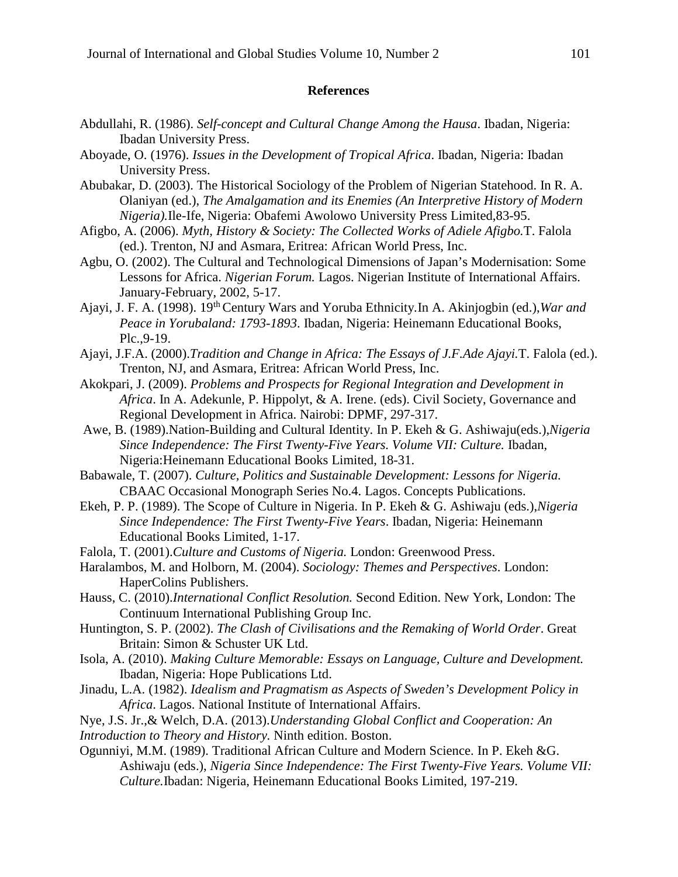## References

Abdullahi, R. (1986). *Self-concept and Cultural Change Among the Hausa*. Ibadan, Nigeria: Ibadan University Press.

Aboyade, O. (1976). *Issues in the Development of Tropical Africa*. Ibadan, Nigeria: Ibadan University Press.

Abubakar, D. (2003). The Historical Sociology of the Problem of Nigerian Statehood. In R. A. Olaniyan (ed.), *The Amalgamation and its Enemies (An Interpretive History of Modern Nigeria).*Ile-Ife, Nigeria: Obafemi Awolowo University Press Limited,83-95.

Afigbo, A. (2006). *Myth, History & Society: The Collected Works of Adiele Afigbo.*T. Falola (ed.). Trenton, NJ and Asmara, Eritrea: African World Press, Inc.

Agbu, O. (2002). The Cultural and Technological Dimensions of Japan's Modernisation: Some Lessons for Africa. *Nigerian Forum.* Lagos. Nigerian Institute of International Affairs. January-February, 2002, 5-17.

Ajayi, J. F. A. (1998). 19th Century Wars and Yoruba Ethnicity.In A. Akinjogbin (ed.),*War and Peace in Yorubaland: 1793-1893*. Ibadan, Nigeria: Heinemann Educational Books, Plc.,9-19.

Ajayi, J.F.A. (2000).*Tradition and Change in Africa: The Essays of J.F.Ade Ajayi.*T. Falola (ed.). Trenton, NJ, and Asmara, Eritrea: African World Press, Inc.

Akokpari, J. (2009). *Problems and Prospects for Regional Integration and Development in Africa*. In A. Adekunle, P. Hippolyt, & A. Irene. (eds). Civil Society, Governance and Regional Development in Africa. Nairobi: DPMF, 297-317.

Awe, B. (1989).Nation-Building and Cultural Identity. In P. Ekeh & G. Ashiwaju(eds.),*Nigeria Since Independence: The First Twenty-Five Years. Volume VII: Culture.* Ibadan, Nigeria:Heinemann Educational Books Limited, 18-31.

Babawale, T. (2007). *Culture, Politics and Sustainable Development: Lessons for Nigeria.* CBAAC Occasional Monograph Series No.4. Lagos. Concepts Publications.

Ekeh, P. P. (1989). The Scope of Culture in Nigeria. In P. Ekeh & G. Ashiwaju (eds.),*Nigeria Since Independence: The First Twenty-Five Years*. Ibadan, Nigeria: Heinemann Educational Books Limited, 1-17.

Falola, T. (2001).*Culture and Customs of Nigeria.* London: Greenwood Press.

Haralambos, M. and Holborn, M. (2004). *Sociology: Themes and Perspectives*. London: HaperColins Publishers.

Hauss, C. (2010).*International Conflict Resolution.* Second Edition. New York, London: The Continuum International Publishing Group Inc.

Huntington, S. P. (2002). *The Clash of Civilisations and the Remaking of World Order*. Great Britain: Simon & Schuster UK Ltd.

Isola, A. (2010). *Making Culture Memorable: Essays on Language, Culture and Development.* Ibadan, Nigeria: Hope Publications Ltd.

Jinadu, L.A. (1982). *Idealism and Pragmatism as Aspects of Sweden's Development Policy in Africa*. Lagos. National Institute of International Affairs.

Nye, J.S. Jr.,& Welch, D.A. (2013).*Understanding Global Conflict and Cooperation: An Introduction to Theory and History.* Ninth edition. Boston.

Ogunniyi, M.M. (1989). Traditional African Culture and Modern Science. In P. Ekeh &G. Ashiwaju (eds.), *Nigeria Since Independence: The First Twenty-Five Years. Volume VII: Culture.*Ibadan: Nigeria, Heinemann Educational Books Limited, 197-219.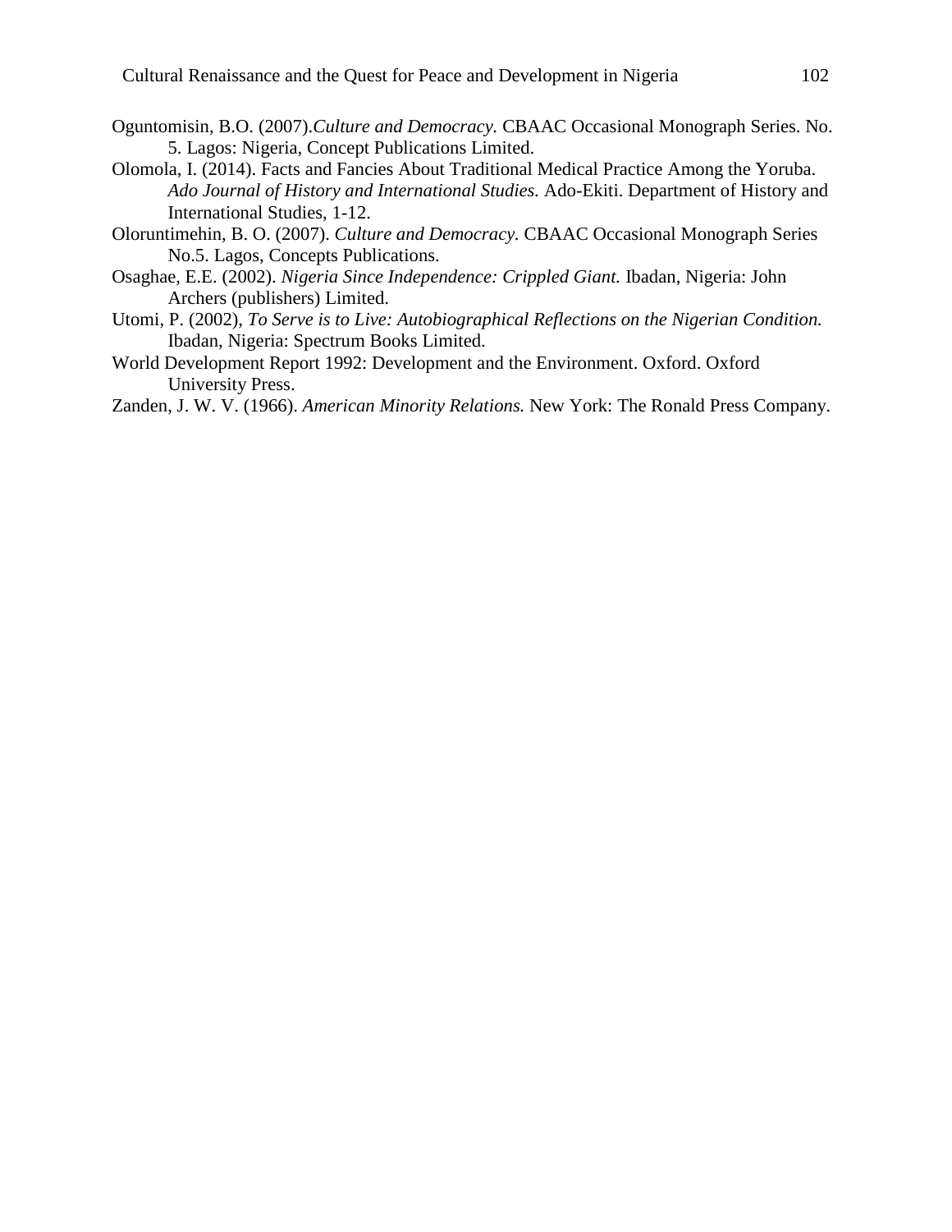Oguntomisin, B.O. (2007).*Culture and Democracy.* CBAAC Occasional Monograph Series. No. 5. Lagos: Nigeria, Concept Publications Limited.

Olomola, I. (2014). Facts and Fancies About Traditional Medical Practice Among the Yoruba. *Ado Journal of History and International Studies.* Ado-Ekiti. Department of History and International Studies, 1-12.

Oloruntimehin, B. O. (2007). *Culture and Democracy.* CBAAC Occasional Monograph Series No.5. Lagos, Concepts Publications.

Osaghae, E.E. (2002). *Nigeria Since Independence: Crippled Giant.* Ibadan, Nigeria: John Archers (publishers) Limited.

Utomi, P. (2002), *To Serve is to Live: Autobiographical Reflections on the Nigerian Condition.* Ibadan, Nigeria: Spectrum Books Limited.

World Development Report 1992: Development and the Environment. Oxford. Oxford University Press.

Zanden, J. W. V. (1966). *American Minority Relations.* New York: The Ronald Press Company.